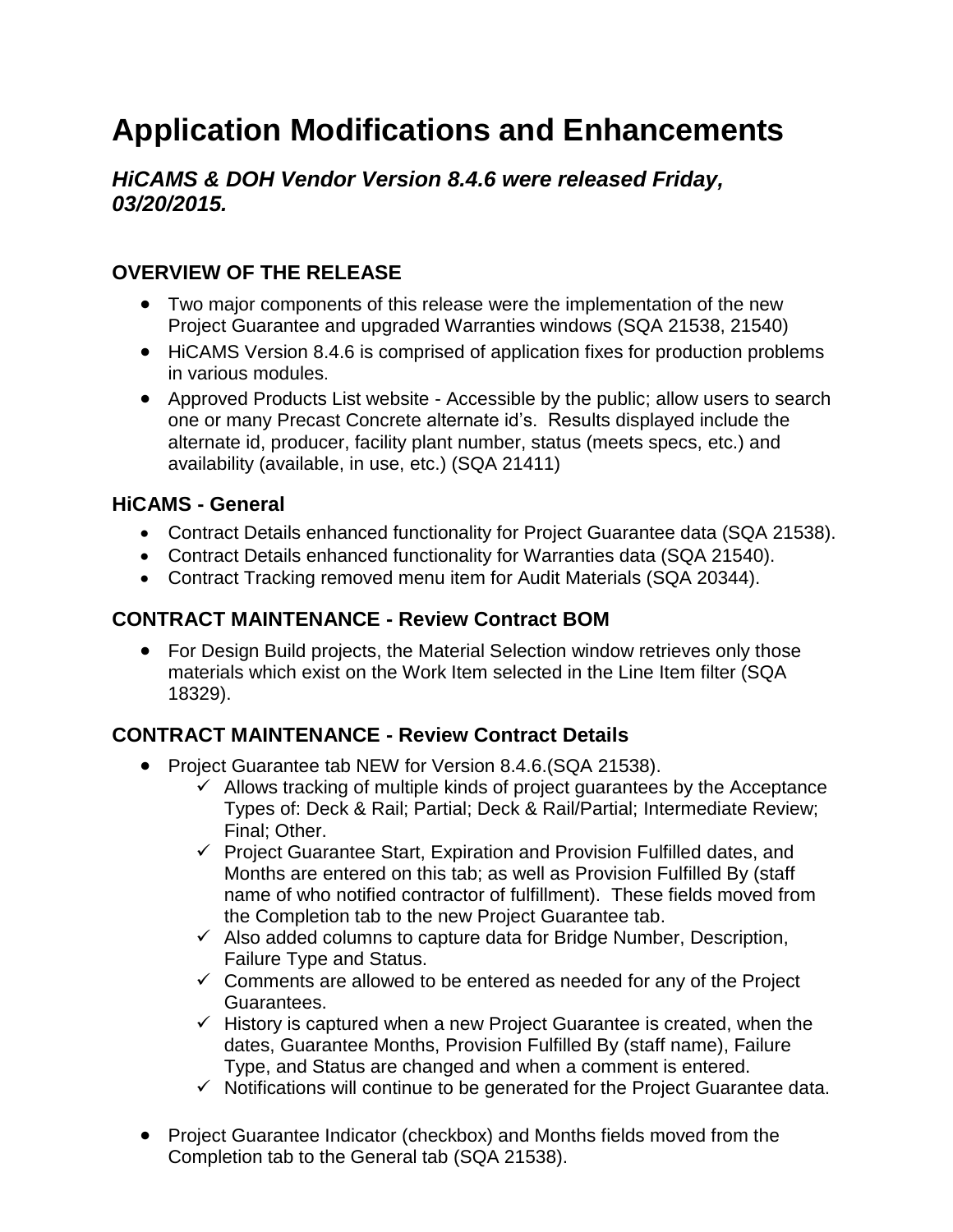# Application Modifications and Enhancements

## *HiCAMS & DOH Vendor Version 8.4.6 were released Friday, 03/20/2015.*

### OVERVIEW OF THE RELEASE

- Two major components of this release were the implementation of the new Project Guarantee and upgraded Warranties windows (SQA 21538, 21540)
- HiCAMS Version 8.4.6 is comprised of application fixes for production problems in various modules.
- Approved Products List website - Accessible by the public; allow users to search one or many Precast Concrete alternate id's. Results displayed include the alternate id, producer, facility plant number, status (meets specs, etc.) and availability (available, in use, etc.) (SQA 21411)

### HiCAMS - General

- Contract Details enhanced functionality for Project Guarantee data (SQA 21538).
- Contract Details enhanced functionality for Warranties data (SQA 21540).
- Contract Tracking removed menu item for Audit Materials (SQA 20344).

### CONTRACT MAINTENANCE - Review Contract BOM

- For Design Build projects, the Material Selection window retrieves only those materials which exist on the Work Item selected in the Line Item filter (SQA 18329).

### CONTRACT MAINTENANCE - Review Contract Details

- Project Guarantee tab NEW for Version 8.4.6.(SQA 21538).
  - ✓ Allows tracking of multiple kinds of project guarantees by the Acceptance Types of: Deck & Rail; Partial; Deck & Rail/Partial; Intermediate Review; Final; Other.
  - ✓ Project Guarantee Start, Expiration and Provision Fulfilled dates, and Months are entered on this tab; as well as Provision Fulfilled By (staff name of who notified contractor of fulfillment). These fields moved from the Completion tab to the new Project Guarantee tab.
  - ✓ Also added columns to capture data for Bridge Number, Description, Failure Type and Status.
  - ✓ Comments are allowed to be entered as needed for any of the Project Guarantees.
  - ✓ History is captured when a new Project Guarantee is created, when the dates, Guarantee Months, Provision Fulfilled By (staff name), Failure Type, and Status are changed and when a comment is entered.
  - ✓ Notifications will continue to be generated for the Project Guarantee data.

- Project Guarantee Indicator (checkbox) and Months fields moved from the Completion tab to the General tab (SQA 21538).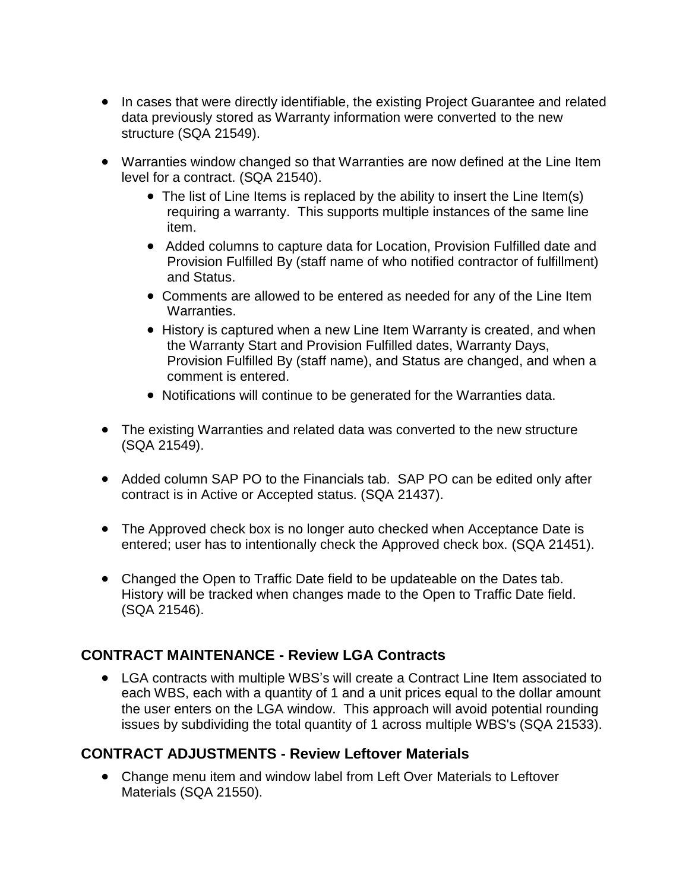- In cases that were directly identifiable, the existing Project Guarantee and related data previously stored as Warranty information were converted to the new structure (SQA 21549).

- Warranties window changed so that Warranties are now defined at the Line Item level for a contract. (SQA 21540).
  - The list of Line Items is replaced by the ability to insert the Line Item(s) requiring a warranty. This supports multiple instances of the same line item.
  - Added columns to capture data for Location, Provision Fulfilled date and Provision Fulfilled By (staff name of who notified contractor of fulfillment) and Status.
  - Comments are allowed to be entered as needed for any of the Line Item Warranties.
  - History is captured when a new Line Item Warranty is created, and when the Warranty Start and Provision Fulfilled dates, Warranty Days, Provision Fulfilled By (staff name), and Status are changed, and when a comment is entered.
  - Notifications will continue to be generated for the Warranties data.

- The existing Warranties and related data was converted to the new structure (SQA 21549).

- Added column SAP PO to the Financials tab. SAP PO can be edited only after contract is in Active or Accepted status. (SQA 21437).

- The Approved check box is no longer auto checked when Acceptance Date is entered; user has to intentionally check the Approved check box. (SQA 21451).

- Changed the Open to Traffic Date field to be updateable on the Dates tab. History will be tracked when changes made to the Open to Traffic Date field. (SQA 21546).

## CONTRACT MAINTENANCE - Review LGA Contracts

- LGA contracts with multiple WBS's will create a Contract Line Item associated to each WBS, each with a quantity of 1 and a unit prices equal to the dollar amount the user enters on the LGA window. This approach will avoid potential rounding issues by subdividing the total quantity of 1 across multiple WBS's (SQA 21533).

## CONTRACT ADJUSTMENTS - Review Leftover Materials

- Change menu item and window label from Left Over Materials to Leftover Materials (SQA 21550).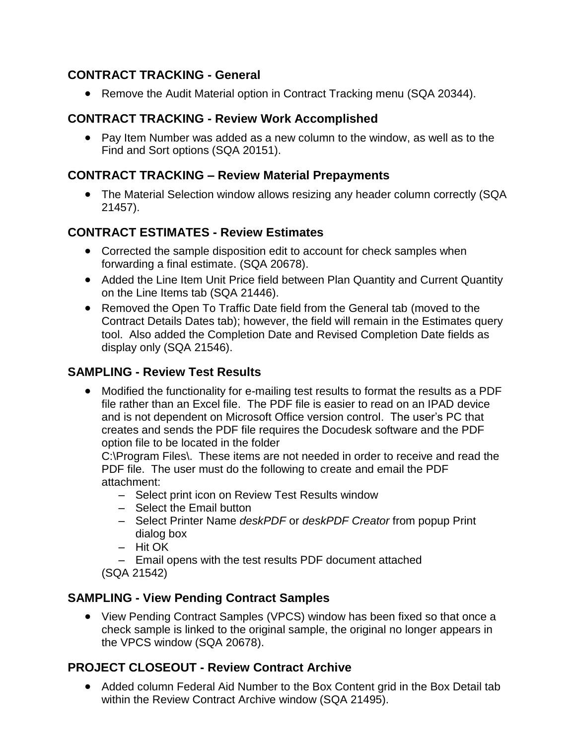### CONTRACT TRACKING - General

- Remove the Audit Material option in Contract Tracking menu (SQA 20344).

### CONTRACT TRACKING - Review Work Accomplished

- Pay Item Number was added as a new column to the window, as well as to the Find and Sort options (SQA 20151).

### CONTRACT TRACKING – Review Material Prepayments

- The Material Selection window allows resizing any header column correctly (SQA 21457).

### CONTRACT ESTIMATES - Review Estimates

- Corrected the sample disposition edit to account for check samples when forwarding a final estimate. (SQA 20678).
- Added the Line Item Unit Price field between Plan Quantity and Current Quantity on the Line Items tab (SQA 21446).
- Removed the Open To Traffic Date field from the General tab (moved to the Contract Details Dates tab); however, the field will remain in the Estimates query tool. Also added the Completion Date and Revised Completion Date fields as display only (SQA 21546).

### SAMPLING - Review Test Results

- Modified the functionality for e-mailing test results to format the results as a PDF file rather than an Excel file. The PDF file is easier to read on an IPAD device and is not dependent on Microsoft Office version control. The user's PC that creates and sends the PDF file requires the Docudesk software and the PDF option file to be located in the folder
  C:\Program Files\. These items are not needed in order to receive and read the PDF file. The user must do the following to create and email the PDF attachment:
  - Select print icon on Review Test Results window
  - Select the Email button
  - Select Printer Name *deskPDF* or *deskPDF Creator* from popup Print dialog box
  - Hit OK
  - Email opens with the test results PDF document attached

  (SQA 21542)

### SAMPLING - View Pending Contract Samples

- View Pending Contract Samples (VPCS) window has been fixed so that once a check sample is linked to the original sample, the original no longer appears in the VPCS window (SQA 20678).

### PROJECT CLOSEOUT - Review Contract Archive

- Added column Federal Aid Number to the Box Content grid in the Box Detail tab within the Review Contract Archive window (SQA 21495).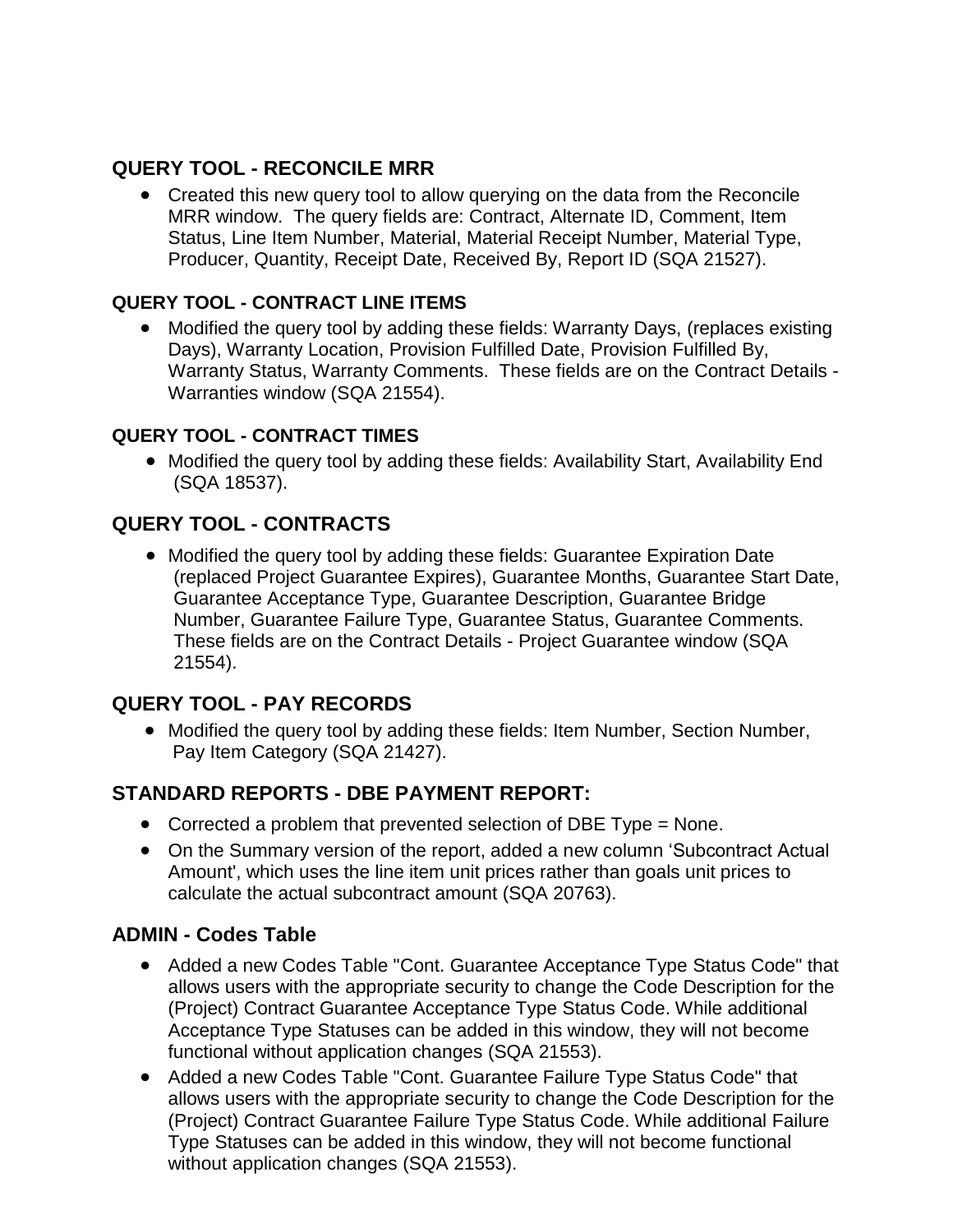## QUERY TOOL - RECONCILE MRR

- Created this new query tool to allow querying on the data from the Reconcile MRR window. The query fields are: Contract, Alternate ID, Comment, Item Status, Line Item Number, Material, Material Receipt Number, Material Type, Producer, Quantity, Receipt Date, Received By, Report ID (SQA 21527).

### QUERY TOOL - CONTRACT LINE ITEMS

- Modified the query tool by adding these fields: Warranty Days, (replaces existing Days), Warranty Location, Provision Fulfilled Date, Provision Fulfilled By, Warranty Status, Warranty Comments. These fields are on the Contract Details - Warranties window (SQA 21554).

### QUERY TOOL - CONTRACT TIMES

- Modified the query tool by adding these fields: Availability Start, Availability End (SQA 18537).

## QUERY TOOL - CONTRACTS

- Modified the query tool by adding these fields: Guarantee Expiration Date (replaced Project Guarantee Expires), Guarantee Months, Guarantee Start Date, Guarantee Acceptance Type, Guarantee Description, Guarantee Bridge Number, Guarantee Failure Type, Guarantee Status, Guarantee Comments. These fields are on the Contract Details - Project Guarantee window (SQA 21554).

## QUERY TOOL - PAY RECORDS

- Modified the query tool by adding these fields: Item Number, Section Number, Pay Item Category (SQA 21427).

## STANDARD REPORTS - DBE PAYMENT REPORT:

- Corrected a problem that prevented selection of DBE Type = None.
- On the Summary version of the report, added a new column 'Subcontract Actual Amount', which uses the line item unit prices rather than goals unit prices to calculate the actual subcontract amount (SQA 20763).

## ADMIN - Codes Table

- Added a new Codes Table "Cont. Guarantee Acceptance Type Status Code" that allows users with the appropriate security to change the Code Description for the (Project) Contract Guarantee Acceptance Type Status Code. While additional Acceptance Type Statuses can be added in this window, they will not become functional without application changes (SQA 21553).
- Added a new Codes Table "Cont. Guarantee Failure Type Status Code" that allows users with the appropriate security to change the Code Description for the (Project) Contract Guarantee Failure Type Status Code. While additional Failure Type Statuses can be added in this window, they will not become functional without application changes (SQA 21553).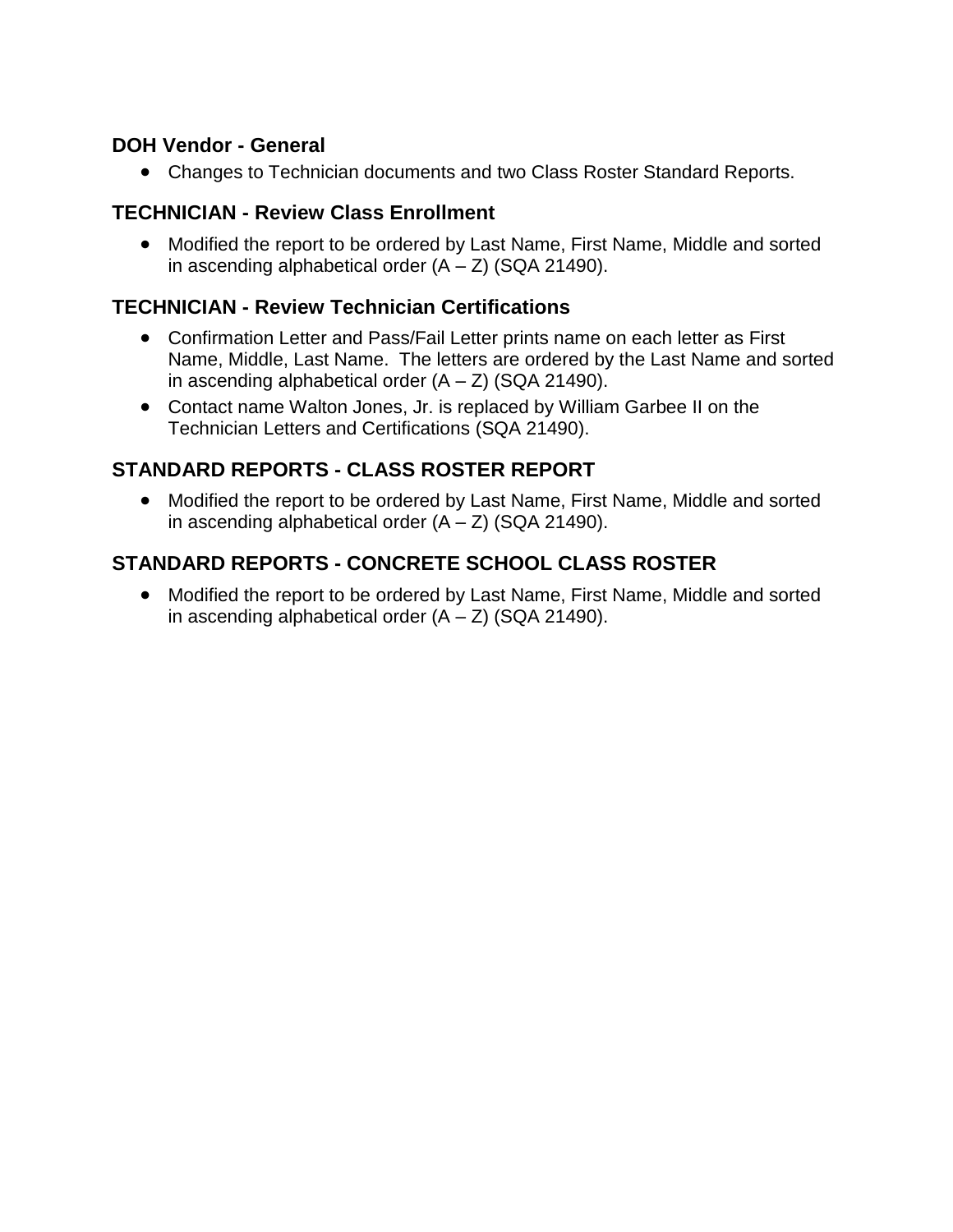### DOH Vendor - General

- Changes to Technician documents and two Class Roster Standard Reports.

### TECHNICIAN - Review Class Enrollment

- Modified the report to be ordered by Last Name, First Name, Middle and sorted in ascending alphabetical order (A – Z) (SQA 21490).

### TECHNICIAN - Review Technician Certifications

- Confirmation Letter and Pass/Fail Letter prints name on each letter as First Name, Middle, Last Name. The letters are ordered by the Last Name and sorted in ascending alphabetical order (A – Z) (SQA 21490).
- Contact name Walton Jones, Jr. is replaced by William Garbee II on the Technician Letters and Certifications (SQA 21490).

### STANDARD REPORTS - CLASS ROSTER REPORT

- Modified the report to be ordered by Last Name, First Name, Middle and sorted in ascending alphabetical order (A – Z) (SQA 21490).

### STANDARD REPORTS - CONCRETE SCHOOL CLASS ROSTER

- Modified the report to be ordered by Last Name, First Name, Middle and sorted in ascending alphabetical order (A – Z) (SQA 21490).